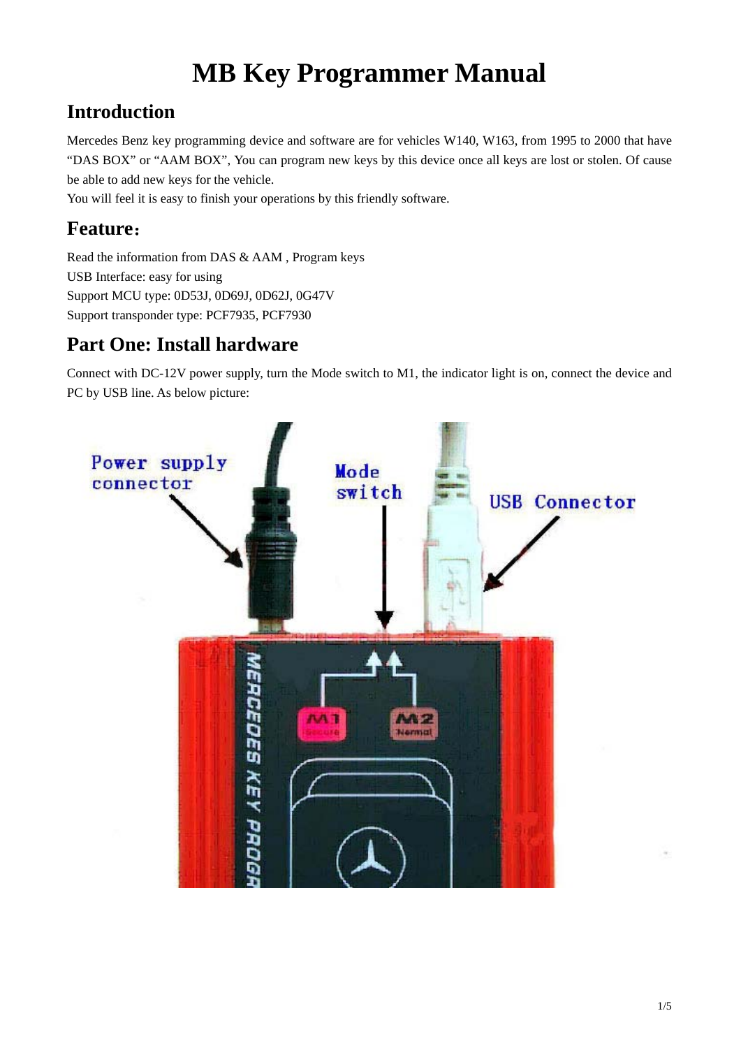# MB Key Programmer Manual

## Introduction

Mercedes Benz key programming device and software are for vehicles W140, W163, from 1995 to 2000 that have "DAS BOX" or "AAM BOX", You can program new keys by this device once all keys are lost or stolen. Of cause be able to add new keys for the vehicle.

You will feel it is easy to finish your operations by this friendly software.

## Feature：

Read the information from DAS & AAM , Program keys
USB Interface: easy for using
Support MCU type: 0D53J, 0D69J, 0D62J, 0G47V
Support transponder type: PCF7935, PCF7930

## Part One: Install hardware

Connect with DC-12V power supply, turn the Mode switch to M1, the indicator light is on, connect the device and PC by USB line. As below picture: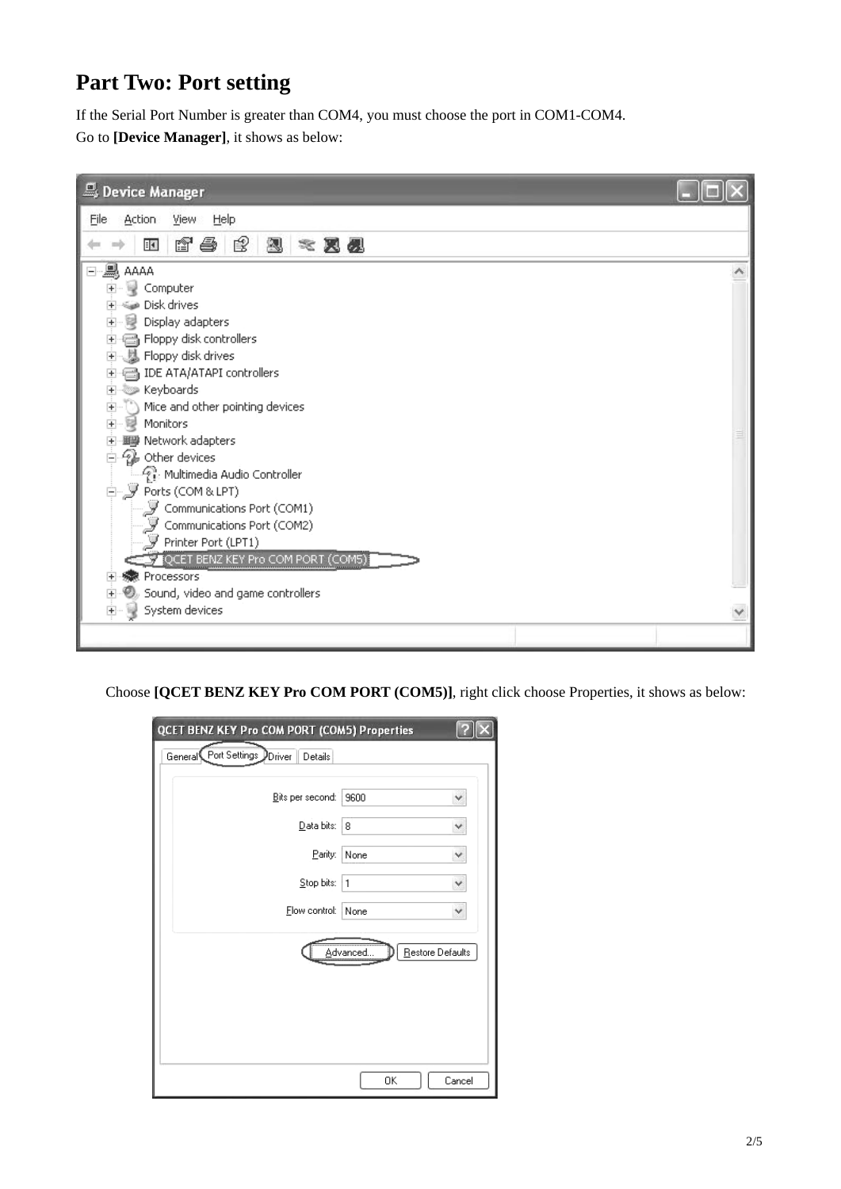# Part Two: Port setting

If the Serial Port Number is greater than COM4, you must choose the port in COM1-COM4.
Go to **[Device Manager]**, it shows as below:

Choose **[QCET BENZ KEY Pro COM PORT (COM5)]**, right click choose Properties, it shows as below: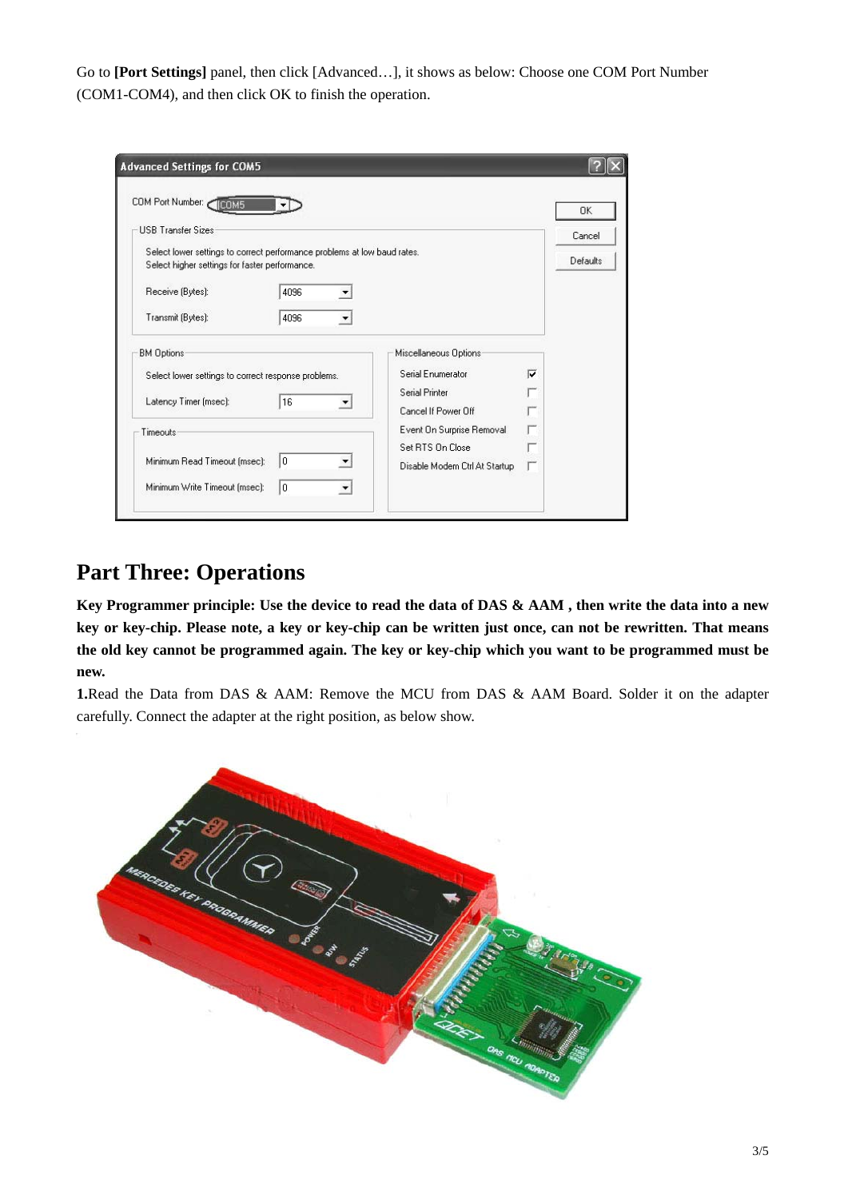Go to **[Port Settings]** panel, then click [Advanced…], it shows as below: Choose one COM Port Number (COM1-COM4), and then click OK to finish the operation.

## Part Three: Operations

**Key Programmer principle: Use the device to read the data of DAS & AAM , then write the data into a new key or key-chip. Please note, a key or key-chip can be written just once, can not be rewritten. That means the old key cannot be programmed again. The key or key-chip which you want to be programmed must be new.**

**1.**Read the Data from DAS & AAM: Remove the MCU from DAS & AAM Board. Solder it on the adapter carefully. Connect the adapter at the right position, as below show.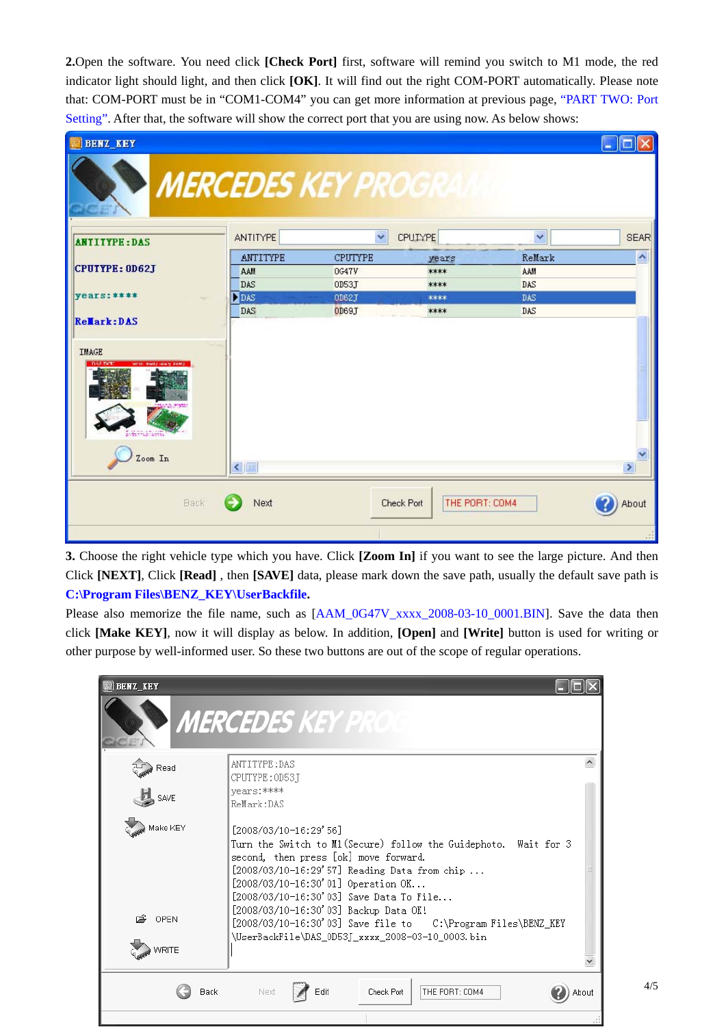**2.**Open the software. You need click **[Check Port]** first, software will remind you switch to M1 mode, the red indicator light should light, and then click **[OK]**. It will find out the right COM-PORT automatically. Please note that: COM-PORT must be in "COM1-COM4" you can get more information at previous page, "PART TWO: Port Setting". After that, the software will show the correct port that you are using now. As below shows:

**3.** Choose the right vehicle type which you have. Click **[Zoom In]** if you want to see the large picture. And then Click **[NEXT]**, Click **[Read]** , then **[SAVE]** data, please mark down the save path, usually the default save path is **C:\Program Files\BENZ_KEY\UserBackfile.**

Please also memorize the file name, such as [AAM_0G47V_xxxx_2008-03-10_0001.BIN]. Save the data then click **[Make KEY]**, now it will display as below. In addition, **[Open]** and **[Write]** button is used for writing or other purpose by well-informed user. So these two buttons are out of the scope of regular operations.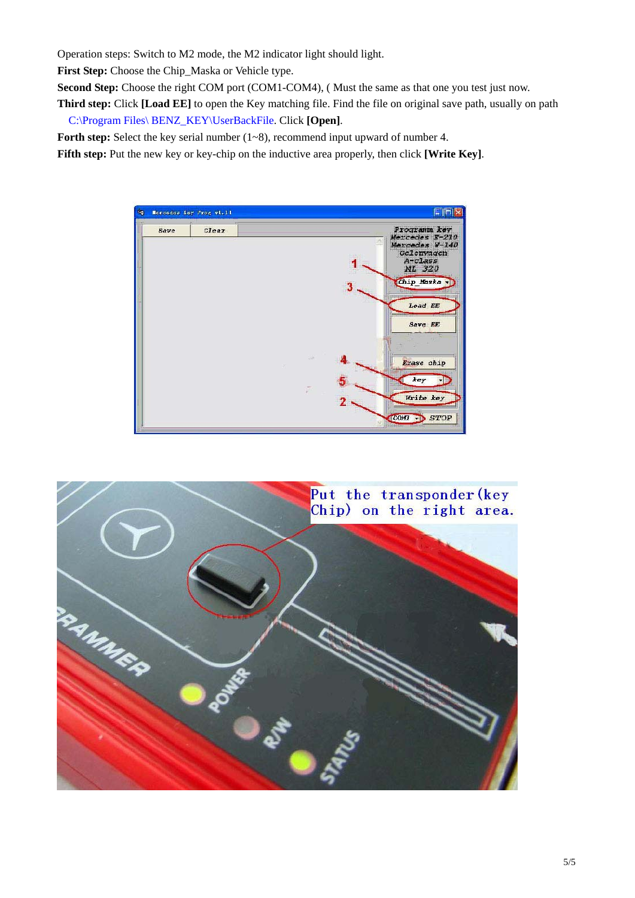Operation steps: Switch to M2 mode, the M2 indicator light should light.

**First Step:** Choose the Chip_Maska or Vehicle type.

**Second Step:** Choose the right COM port (COM1-COM4), ( Must the same as that one you test just now.

**Third step:** Click **[Load EE]** to open the Key matching file. Find the file on original save path, usually on path C:\Program Files\ BENZ_KEY\UserBackFile. Click **[Open]**.

**Forth step:** Select the key serial number (1~8), recommend input upward of number 4.

**Fifth step:** Put the new key or key-chip on the inductive area properly, then click **[Write Key]**.